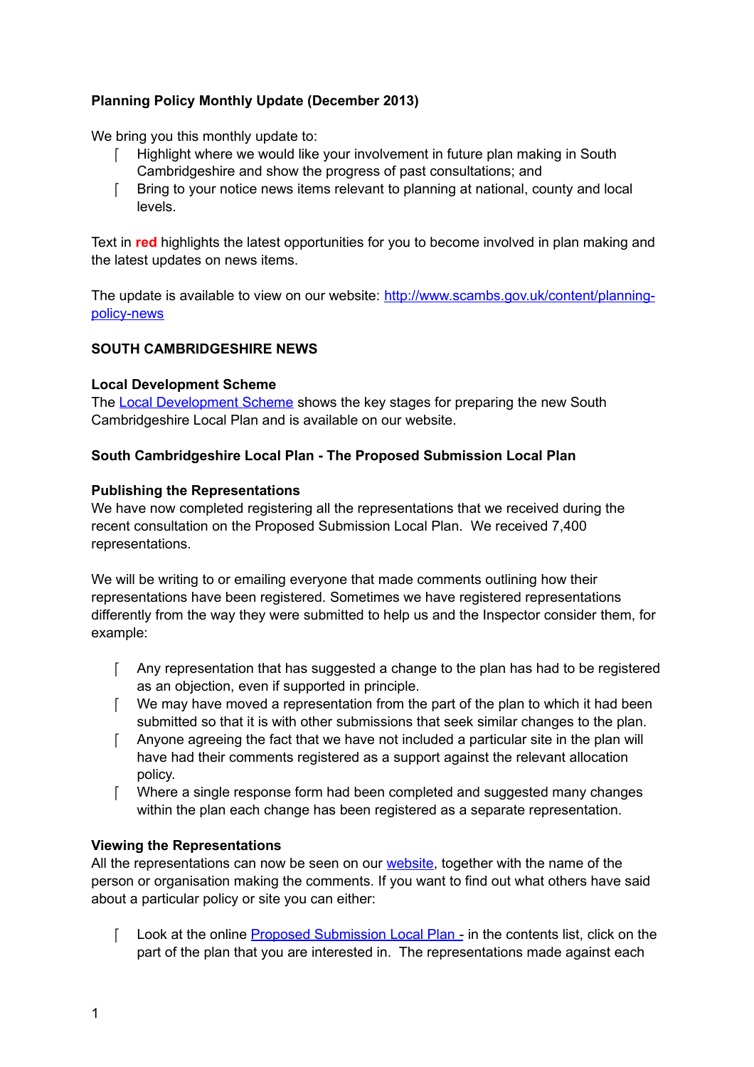**Planning Policy Monthly Update (December 2013)**

We bring you this monthly update to:

- Highlight where we would like your involvement in future plan making in South Cambridgeshire and show the progress of past consultations; and
- Bring to your notice news items relevant to planning at national, county and local levels.

Text in **red** highlights the latest opportunities for you to become involved in plan making and the latest updates on news items.

The update is available to view on our website: [http://www.scambs.gov.uk/content/planning-policy-news](http://www.scambs.gov.uk/content/planning-policy-news)

## SOUTH CAMBRIDGESHIRE NEWS

### Local Development Scheme

The [Local Development Scheme]() shows the key stages for preparing the new South Cambridgeshire Local Plan and is available on our website.

### South Cambridgeshire Local Plan - The Proposed Submission Local Plan

#### Publishing the Representations

We have now completed registering all the representations that we received during the recent consultation on the Proposed Submission Local Plan. We received 7,400 representations.

We will be writing to or emailing everyone that made comments outlining how their representations have been registered. Sometimes we have registered representations differently from the way they were submitted to help us and the Inspector consider them, for example:

- Any representation that has suggested a change to the plan has had to be registered as an objection, even if supported in principle.
- We may have moved a representation from the part of the plan to which it had been submitted so that it is with other submissions that seek similar changes to the plan.
- Anyone agreeing the fact that we have not included a particular site in the plan will have had their comments registered as a support against the relevant allocation policy.
- Where a single response form had been completed and suggested many changes within the plan each change has been registered as a separate representation.

#### Viewing the Representations

All the representations can now be seen on our [website](), together with the name of the person or organisation making the comments. If you want to find out what others have said about a particular policy or site you can either:

- Look at the online [Proposed Submission Local Plan -]() in the contents list, click on the part of the plan that you are interested in. The representations made against each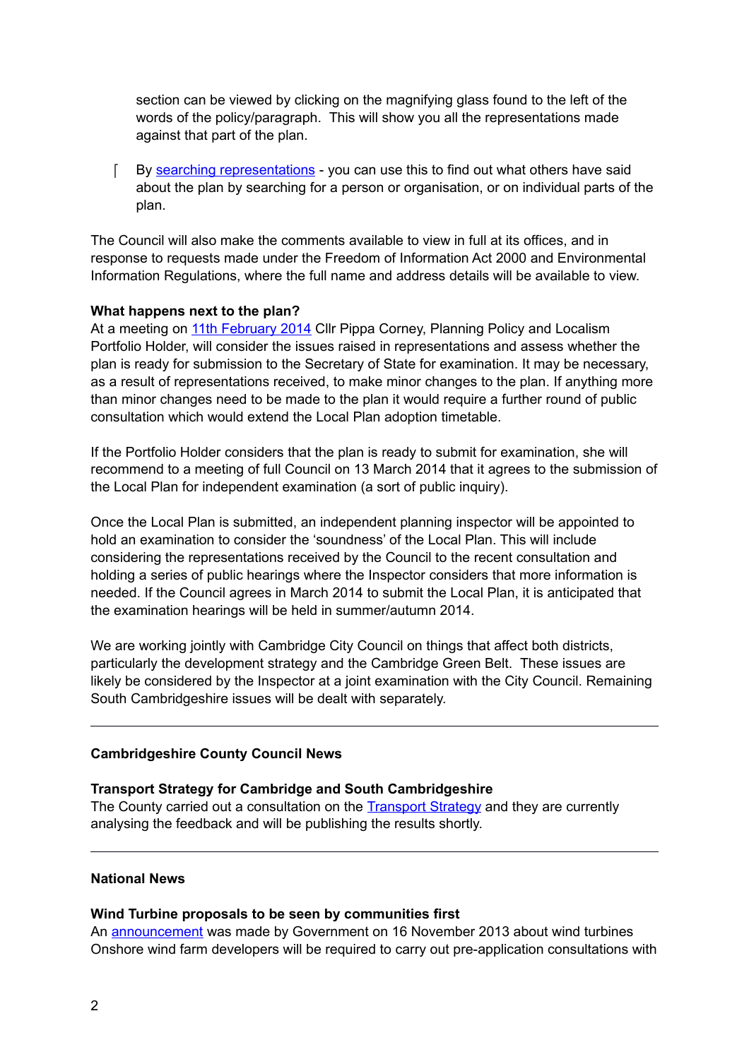section can be viewed by clicking on the magnifying glass found to the left of the words of the policy/paragraph. This will show you all the representations made against that part of the plan.

- By searching representations - you can use this to find out what others have said about the plan by searching for a person or organisation, or on individual parts of the plan.

The Council will also make the comments available to view in full at its offices, and in response to requests made under the Freedom of Information Act 2000 and Environmental Information Regulations, where the full name and address details will be available to view.

**What happens next to the plan?**
At a meeting on 11th February 2014 Cllr Pippa Corney, Planning Policy and Localism Portfolio Holder, will consider the issues raised in representations and assess whether the plan is ready for submission to the Secretary of State for examination. It may be necessary, as a result of representations received, to make minor changes to the plan. If anything more than minor changes need to be made to the plan it would require a further round of public consultation which would extend the Local Plan adoption timetable.

If the Portfolio Holder considers that the plan is ready to submit for examination, she will recommend to a meeting of full Council on 13 March 2014 that it agrees to the submission of the Local Plan for independent examination (a sort of public inquiry).

Once the Local Plan is submitted, an independent planning inspector will be appointed to hold an examination to consider the 'soundness' of the Local Plan. This will include considering the representations received by the Council to the recent consultation and holding a series of public hearings where the Inspector considers that more information is needed. If the Council agrees in March 2014 to submit the Local Plan, it is anticipated that the examination hearings will be held in summer/autumn 2014.

We are working jointly with Cambridge City Council on things that affect both districts, particularly the development strategy and the Cambridge Green Belt. These issues are likely be considered by the Inspector at a joint examination with the City Council. Remaining South Cambridgeshire issues will be dealt with separately.

---

**Cambridgeshire County Council News**

**Transport Strategy for Cambridge and South Cambridgeshire**
The County carried out a consultation on the Transport Strategy and they are currently analysing the feedback and will be publishing the results shortly.

---

**National News**

**Wind Turbine proposals to be seen by communities first**
An announcement was made by Government on 16 November 2013 about wind turbines Onshore wind farm developers will be required to carry out pre-application consultations with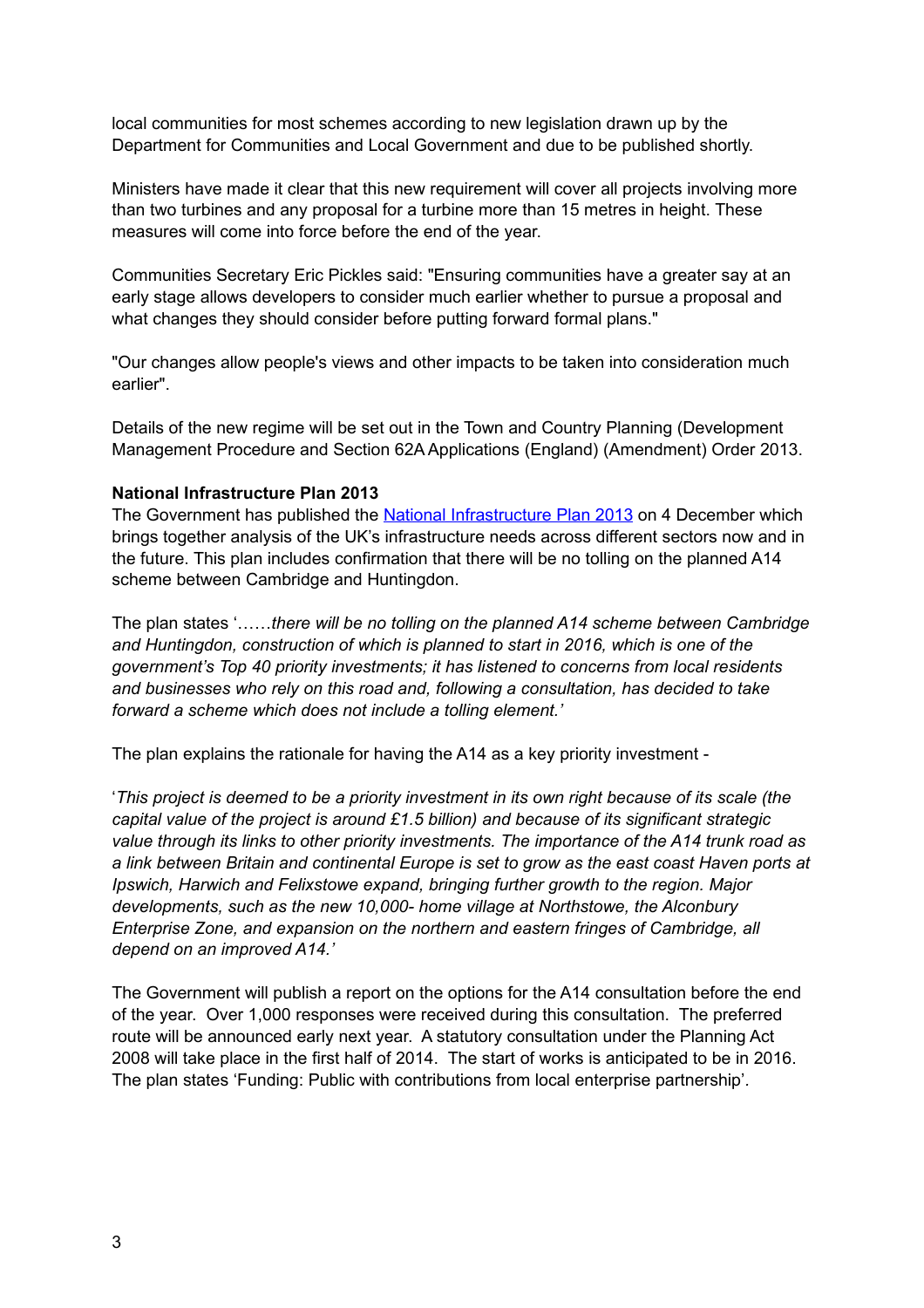local communities for most schemes according to new legislation drawn up by the Department for Communities and Local Government and due to be published shortly.

Ministers have made it clear that this new requirement will cover all projects involving more than two turbines and any proposal for a turbine more than 15 metres in height. These measures will come into force before the end of the year.

Communities Secretary Eric Pickles said: "Ensuring communities have a greater say at an early stage allows developers to consider much earlier whether to pursue a proposal and what changes they should consider before putting forward formal plans."

"Our changes allow people's views and other impacts to be taken into consideration much earlier".

Details of the new regime will be set out in the Town and Country Planning (Development Management Procedure and Section 62A Applications (England) (Amendment) Order 2013.

**National Infrastructure Plan 2013**

The Government has published the National Infrastructure Plan 2013 on 4 December which brings together analysis of the UK's infrastructure needs across different sectors now and in the future. This plan includes confirmation that there will be no tolling on the planned A14 scheme between Cambridge and Huntingdon.

The plan states '……*there will be no tolling on the planned A14 scheme between Cambridge and Huntingdon, construction of which is planned to start in 2016, which is one of the government's Top 40 priority investments; it has listened to concerns from local residents and businesses who rely on this road and, following a consultation, has decided to take forward a scheme which does not include a tolling element.'*

The plan explains the rationale for having the A14 as a key priority investment -

'*This project is deemed to be a priority investment in its own right because of its scale (the capital value of the project is around £1.5 billion) and because of its significant strategic value through its links to other priority investments. The importance of the A14 trunk road as a link between Britain and continental Europe is set to grow as the east coast Haven ports at Ipswich, Harwich and Felixstowe expand, bringing further growth to the region. Major developments, such as the new 10,000- home village at Northstowe, the Alconbury Enterprise Zone, and expansion on the northern and eastern fringes of Cambridge, all depend on an improved A14.'*

The Government will publish a report on the options for the A14 consultation before the end of the year. Over 1,000 responses were received during this consultation. The preferred route will be announced early next year. A statutory consultation under the Planning Act 2008 will take place in the first half of 2014. The start of works is anticipated to be in 2016. The plan states 'Funding: Public with contributions from local enterprise partnership'.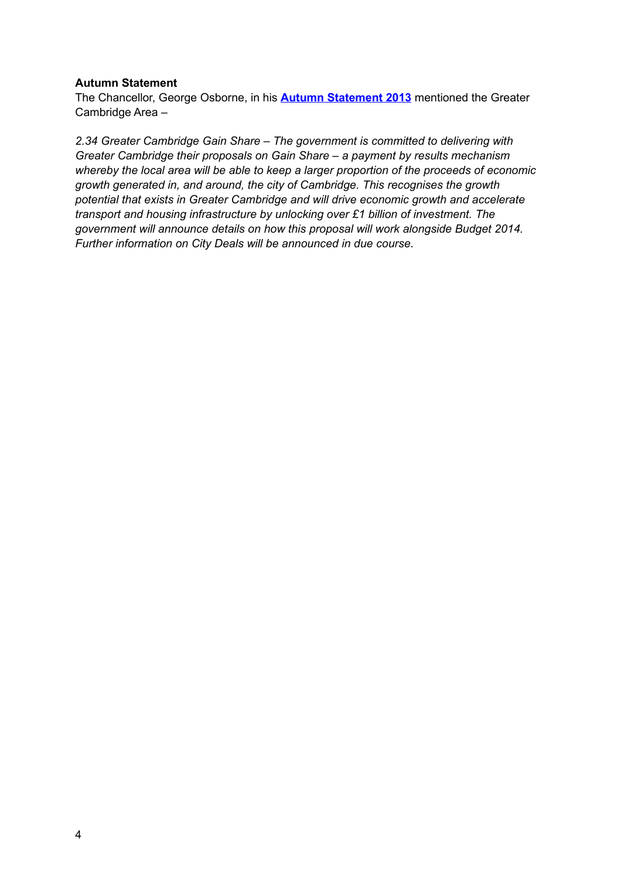**Autumn Statement**
The Chancellor, George Osborne, in his **Autumn Statement 2013** mentioned the Greater Cambridge Area –

*2.34 Greater Cambridge Gain Share – The government is committed to delivering with Greater Cambridge their proposals on Gain Share – a payment by results mechanism whereby the local area will be able to keep a larger proportion of the proceeds of economic growth generated in, and around, the city of Cambridge. This recognises the growth potential that exists in Greater Cambridge and will drive economic growth and accelerate transport and housing infrastructure by unlocking over £1 billion of investment. The government will announce details on how this proposal will work alongside Budget 2014. Further information on City Deals will be announced in due course.*